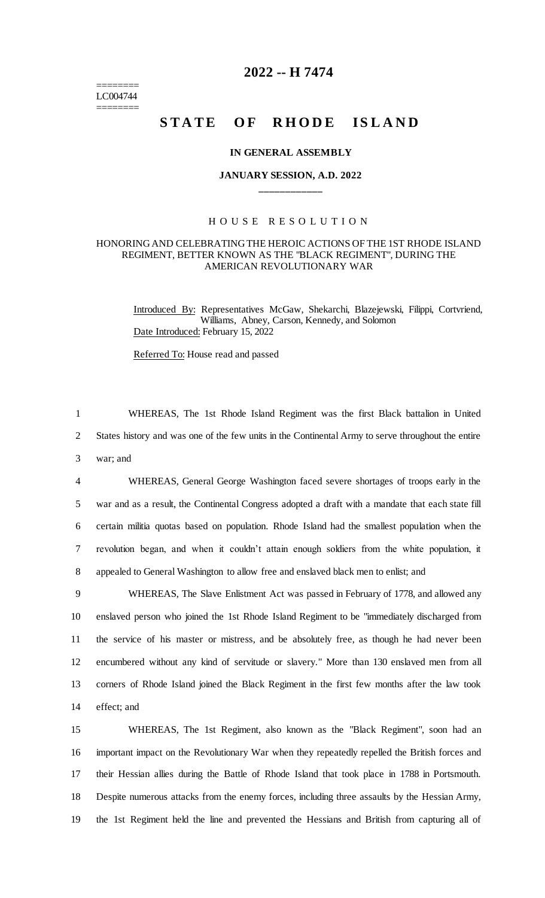========
LC004744
========

# 2022 -- H 7474

## STATE OF RHODE ISLAND

### IN GENERAL ASSEMBLY

### JANUARY SESSION, A.D. 2022

____________

### HOUSE RESOLUTION

### HONORING AND CELEBRATING THE HEROIC ACTIONS OF THE 1ST RHODE ISLAND REGIMENT, BETTER KNOWN AS THE "BLACK REGIMENT", DURING THE AMERICAN REVOLUTIONARY WAR

Introduced By: Representatives McGaw, Shekarchi, Blazejewski, Filippi, Cortvriend, Williams, Abney, Carson, Kennedy, and Solomon

Date Introduced: February 15, 2022

Referred To: House read and passed

WHEREAS, The 1st Rhode Island Regiment was the first Black battalion in United States history and was one of the few units in the Continental Army to serve throughout the entire war; and

WHEREAS, General George Washington faced severe shortages of troops early in the war and as a result, the Continental Congress adopted a draft with a mandate that each state fill certain militia quotas based on population. Rhode Island had the smallest population when the revolution began, and when it couldn't attain enough soldiers from the white population, it appealed to General Washington to allow free and enslaved black men to enlist; and

WHEREAS, The Slave Enlistment Act was passed in February of 1778, and allowed any enslaved person who joined the 1st Rhode Island Regiment to be "immediately discharged from the service of his master or mistress, and be absolutely free, as though he had never been encumbered without any kind of servitude or slavery." More than 130 enslaved men from all corners of Rhode Island joined the Black Regiment in the first few months after the law took effect; and

WHEREAS, The 1st Regiment, also known as the "Black Regiment", soon had an important impact on the Revolutionary War when they repeatedly repelled the British forces and their Hessian allies during the Battle of Rhode Island that took place in 1788 in Portsmouth. Despite numerous attacks from the enemy forces, including three assaults by the Hessian Army, the 1st Regiment held the line and prevented the Hessians and British from capturing all of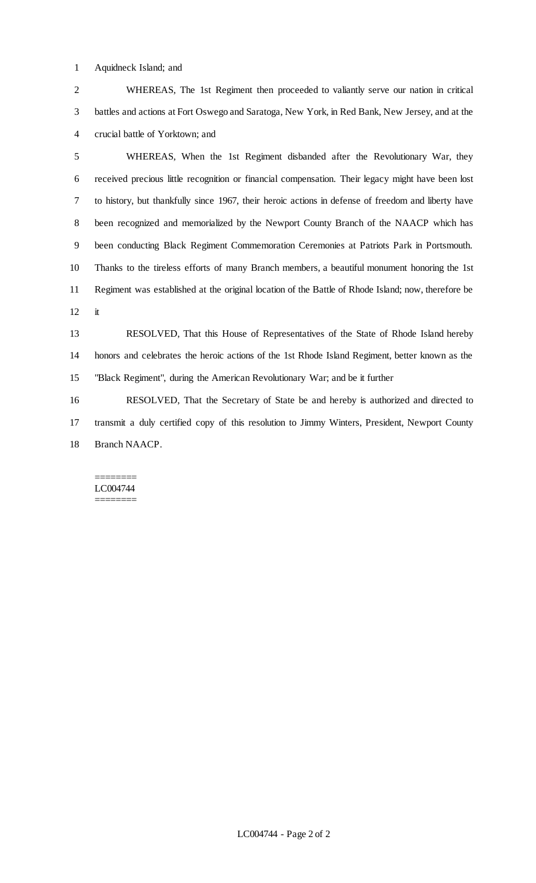Aquidneck Island; and

WHEREAS, The 1st Regiment then proceeded to valiantly serve our nation in critical battles and actions at Fort Oswego and Saratoga, New York, in Red Bank, New Jersey, and at the crucial battle of Yorktown; and

WHEREAS, When the 1st Regiment disbanded after the Revolutionary War, they received precious little recognition or financial compensation. Their legacy might have been lost to history, but thankfully since 1967, their heroic actions in defense of freedom and liberty have been recognized and memorialized by the Newport County Branch of the NAACP which has been conducting Black Regiment Commemoration Ceremonies at Patriots Park in Portsmouth. Thanks to the tireless efforts of many Branch members, a beautiful monument honoring the 1st Regiment was established at the original location of the Battle of Rhode Island; now, therefore be it

RESOLVED, That this House of Representatives of the State of Rhode Island hereby honors and celebrates the heroic actions of the 1st Rhode Island Regiment, better known as the "Black Regiment", during the American Revolutionary War; and be it further

RESOLVED, That the Secretary of State be and hereby is authorized and directed to transmit a duly certified copy of this resolution to Jimmy Winters, President, Newport County Branch NAACP.

========
LC004744
========